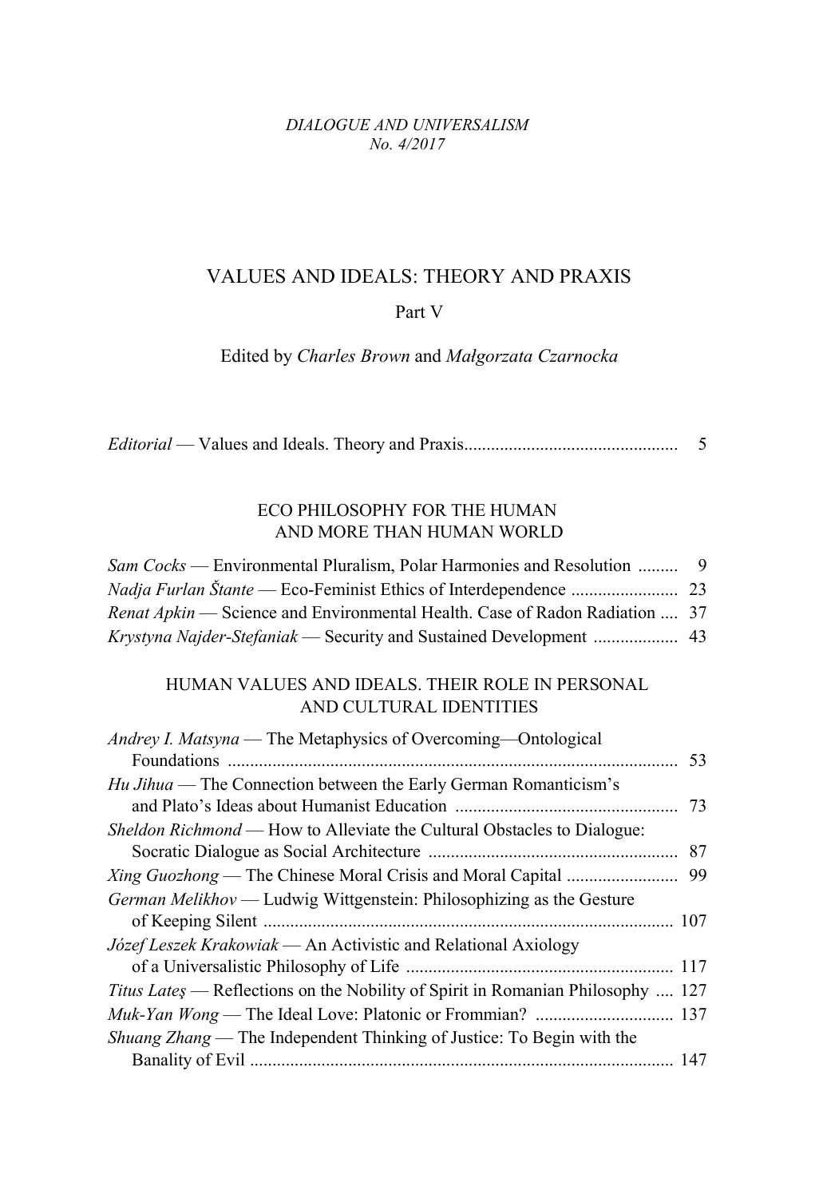*DIALOGUE AND UNIVERSALISM*
*No. 4/2017*

# VALUES AND IDEALS: THEORY AND PRAXIS

Part V

Edited by *Charles Brown* and *Małgorzata Czarnocka*

*Editorial* — Values and Ideals. Theory and Praxis ................................................ 5

## ECO PHILOSOPHY FOR THE HUMAN AND MORE THAN HUMAN WORLD

*Sam Cocks* — Environmental Pluralism, Polar Harmonies and Resolution ......... 9
*Nadja Furlan Štante* — Eco-Feminist Ethics of Interdependence ........................ 23
*Renat Apkin* — Science and Environmental Health. Case of Radon Radiation .... 37
*Krystyna Najder-Stefaniak* — Security and Sustained Development ................... 43

## HUMAN VALUES AND IDEALS. THEIR ROLE IN PERSONAL AND CULTURAL IDENTITIES

*Andrey I. Matsyna* — The Metaphysics of Overcoming—Ontological Foundations ..................................................................................................... 53
*Hu Jihua* — The Connection between the Early German Romanticism's and Plato's Ideas about Humanist Education .................................................. 73
*Sheldon Richmond* — How to Alleviate the Cultural Obstacles to Dialogue: Socratic Dialogue as Social Architecture ........................................................ 87
*Xing Guozhong* — The Chinese Moral Crisis and Moral Capital ......................... 99
*German Melikhov* — Ludwig Wittgenstein: Philosophizing as the Gesture of Keeping Silent ............................................................................................ 107
*Józef Leszek Krakowiak* — An Activistic and Relational Axiology of a Universalistic Philosophy of Life ........................................................... 117
*Titus Lateş* — Reflections on the Nobility of Spirit in Romanian Philosophy .... 127
*Muk-Yan Wong* — The Ideal Love: Platonic or Frommian? ............................... 137
*Shuang Zhang* — The Independent Thinking of Justice: To Begin with the Banality of Evil .............................................................................................. 147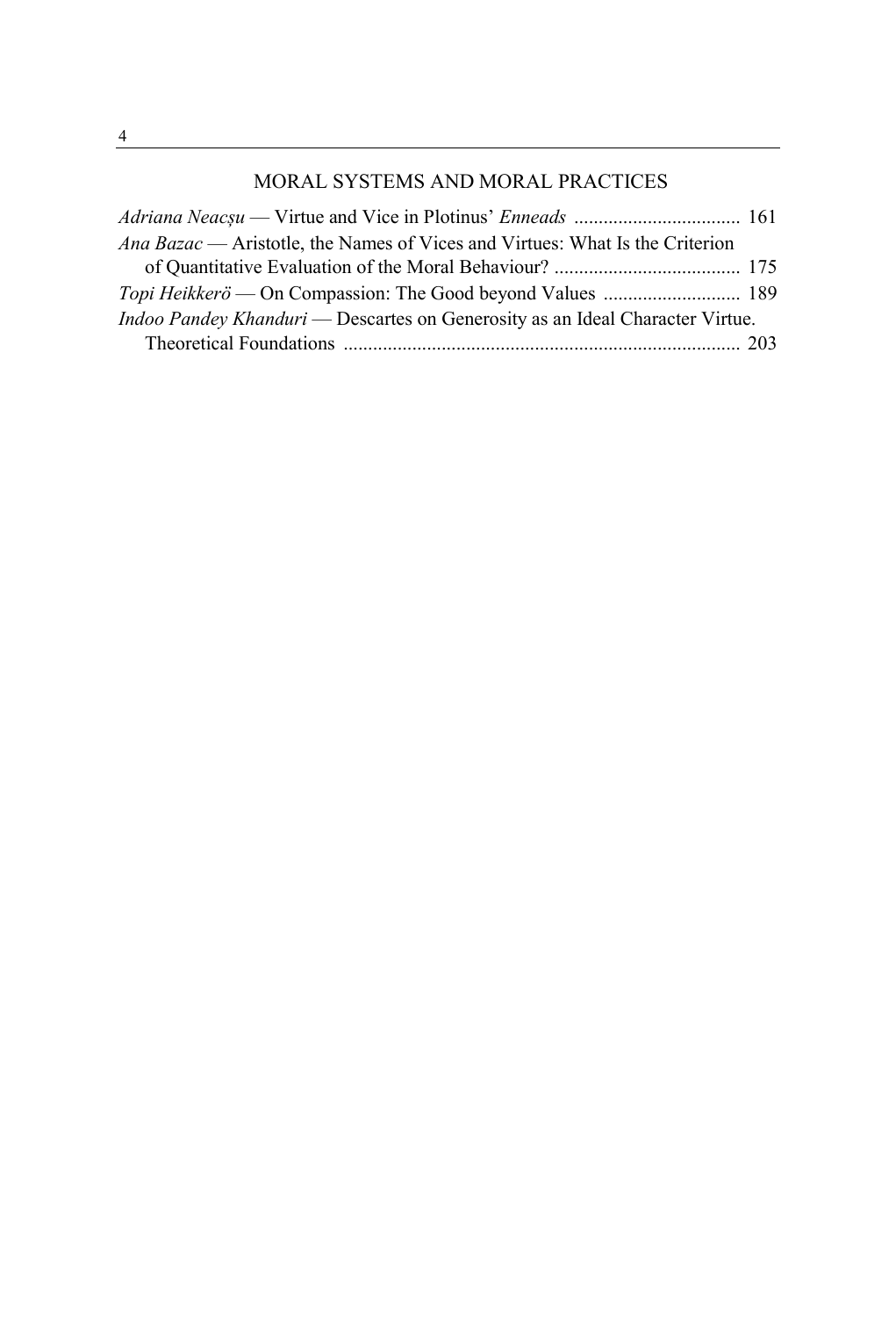## MORAL SYSTEMS AND MORAL PRACTICES

*Adriana Neacșu* — Virtue and Vice in Plotinus' *Enneads* .................................. 161

*Ana Bazac* — Aristotle, the Names of Vices and Virtues: What Is the Criterion of Quantitative Evaluation of the Moral Behaviour? ...................................... 175

*Topi Heikkerö* — On Compassion: The Good beyond Values ............................ 189

*Indoo Pandey Khanduri* — Descartes on Generosity as an Ideal Character Virtue. Theoretical Foundations ................................................................................ 203